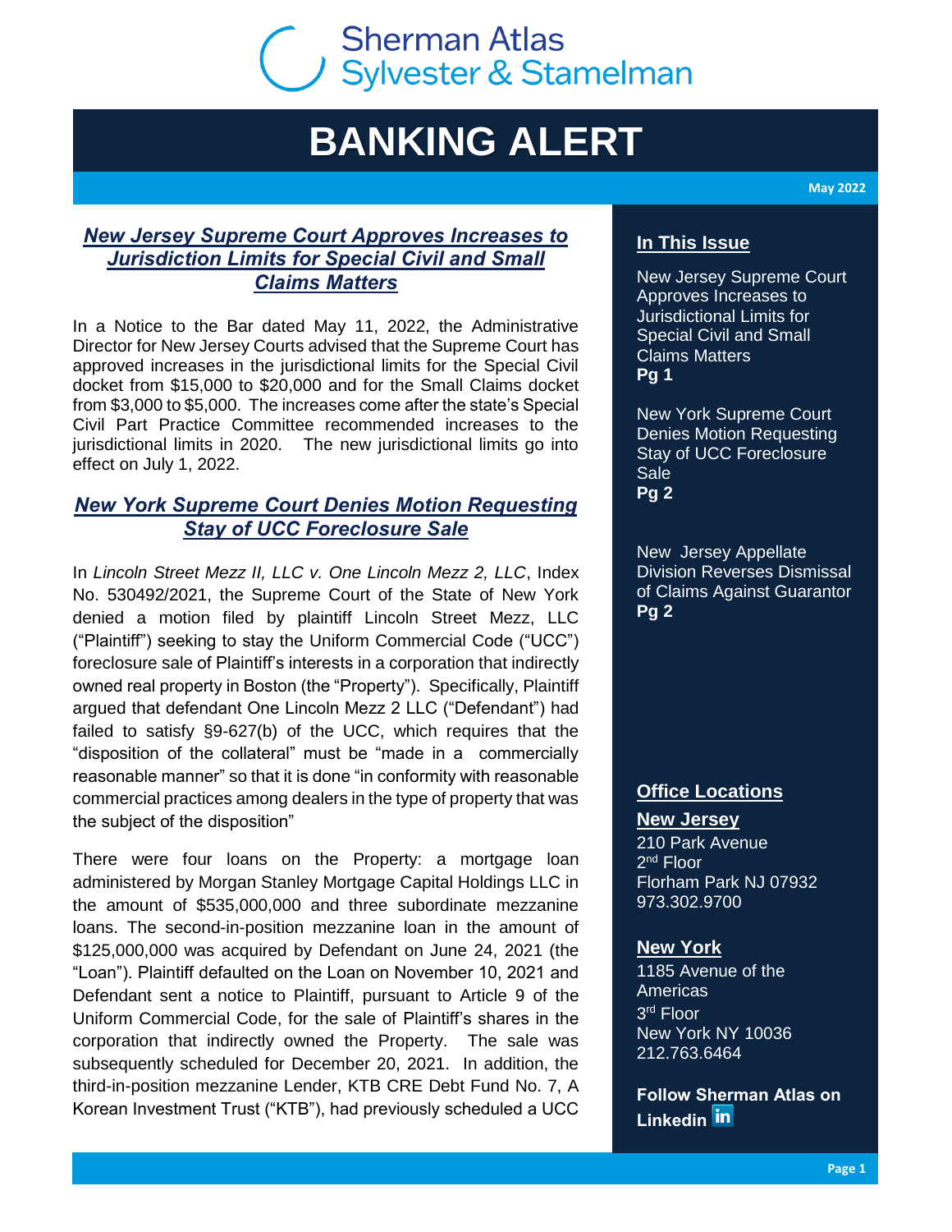Sherman Atlas Sylvester & Stamelman

# BANKING ALERT

May 2022

## *New Jersey Supreme Court Approves Increases to Jurisdiction Limits for Special Civil and Small Claims Matters*

In a Notice to the Bar dated May 11, 2022, the Administrative Director for New Jersey Courts advised that the Supreme Court has approved increases in the jurisdictional limits for the Special Civil docket from $15,000 to $20,000 and for the Small Claims docket from $3,000 to $5,000. The increases come after the state's Special Civil Part Practice Committee recommended increases to the jurisdictional limits in 2020. The new jurisdictional limits go into effect on July 1, 2022.

## *New York Supreme Court Denies Motion Requesting Stay of UCC Foreclosure Sale*

In *Lincoln Street Mezz II, LLC v. One Lincoln Mezz 2, LLC*, Index No. 530492/2021, the Supreme Court of the State of New York denied a motion filed by plaintiff Lincoln Street Mezz, LLC ("Plaintiff") seeking to stay the Uniform Commercial Code ("UCC") foreclosure sale of Plaintiff's interests in a corporation that indirectly owned real property in Boston (the "Property"). Specifically, Plaintiff argued that defendant One Lincoln Mezz 2 LLC ("Defendant") had failed to satisfy §9-627(b) of the UCC, which requires that the "disposition of the collateral" must be "made in a commercially reasonable manner" so that it is done "in conformity with reasonable commercial practices among dealers in the type of property that was the subject of the disposition"

There were four loans on the Property: a mortgage loan administered by Morgan Stanley Mortgage Capital Holdings LLC in the amount of $535,000,000 and three subordinate mezzanine loans. The second-in-position mezzanine loan in the amount of $125,000,000 was acquired by Defendant on June 24, 2021 (the "Loan"). Plaintiff defaulted on the Loan on November 10, 2021 and Defendant sent a notice to Plaintiff, pursuant to Article 9 of the Uniform Commercial Code, for the sale of Plaintiff's shares in the corporation that indirectly owned the Property. The sale was subsequently scheduled for December 20, 2021. In addition, the third-in-position mezzanine Lender, KTB CRE Debt Fund No. 7, A Korean Investment Trust ("KTB"), had previously scheduled a UCC

### In This Issue

New Jersey Supreme Court Approves Increases to Jurisdictional Limits for Special Civil and Small Claims Matters
**Pg 1**

New York Supreme Court Denies Motion Requesting Stay of UCC Foreclosure Sale
**Pg 2**

New Jersey Appellate Division Reverses Dismissal of Claims Against Guarantor
**Pg 2**

### Office Locations

**New Jersey**
210 Park Avenue
2nd Floor
Florham Park NJ 07932
973.302.9700

**New York**
1185 Avenue of the Americas
3rd Floor
New York NY 10036
212.763.6464

**Follow Sherman Atlas on Linkedin**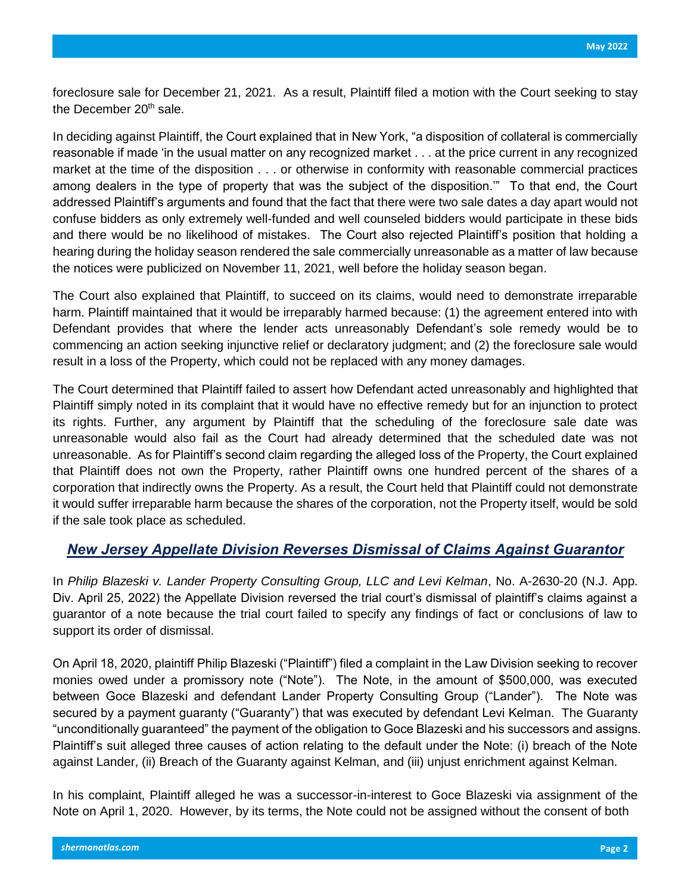foreclosure sale for December 21, 2021. As a result, Plaintiff filed a motion with the Court seeking to stay the December 20th sale.

In deciding against Plaintiff, the Court explained that in New York, "a disposition of collateral is commercially reasonable if made 'in the usual matter on any recognized market . . . at the price current in any recognized market at the time of the disposition . . . or otherwise in conformity with reasonable commercial practices among dealers in the type of property that was the subject of the disposition.'" To that end, the Court addressed Plaintiff's arguments and found that the fact that there were two sale dates a day apart would not confuse bidders as only extremely well-funded and well counseled bidders would participate in these bids and there would be no likelihood of mistakes. The Court also rejected Plaintiff's position that holding a hearing during the holiday season rendered the sale commercially unreasonable as a matter of law because the notices were publicized on November 11, 2021, well before the holiday season began.

The Court also explained that Plaintiff, to succeed on its claims, would need to demonstrate irreparable harm. Plaintiff maintained that it would be irreparably harmed because: (1) the agreement entered into with Defendant provides that where the lender acts unreasonably Defendant's sole remedy would be to commencing an action seeking injunctive relief or declaratory judgment; and (2) the foreclosure sale would result in a loss of the Property, which could not be replaced with any money damages.

The Court determined that Plaintiff failed to assert how Defendant acted unreasonably and highlighted that Plaintiff simply noted in its complaint that it would have no effective remedy but for an injunction to protect its rights. Further, any argument by Plaintiff that the scheduling of the foreclosure sale date was unreasonable would also fail as the Court had already determined that the scheduled date was not unreasonable. As for Plaintiff's second claim regarding the alleged loss of the Property, the Court explained that Plaintiff does not own the Property, rather Plaintiff owns one hundred percent of the shares of a corporation that indirectly owns the Property. As a result, the Court held that Plaintiff could not demonstrate it would suffer irreparable harm because the shares of the corporation, not the Property itself, would be sold if the sale took place as scheduled.

## *New Jersey Appellate Division Reverses Dismissal of Claims Against Guarantor*

In *Philip Blazeski v. Lander Property Consulting Group, LLC and Levi Kelman*, No. A-2630-20 (N.J. App. Div. April 25, 2022) the Appellate Division reversed the trial court's dismissal of plaintiff's claims against a guarantor of a note because the trial court failed to specify any findings of fact or conclusions of law to support its order of dismissal.

On April 18, 2020, plaintiff Philip Blazeski ("Plaintiff") filed a complaint in the Law Division seeking to recover monies owed under a promissory note ("Note"). The Note, in the amount of $500,000, was executed between Goce Blazeski and defendant Lander Property Consulting Group ("Lander"). The Note was secured by a payment guaranty ("Guaranty") that was executed by defendant Levi Kelman. The Guaranty "unconditionally guaranteed" the payment of the obligation to Goce Blazeski and his successors and assigns. Plaintiff's suit alleged three causes of action relating to the default under the Note: (i) breach of the Note against Lander, (ii) Breach of the Guaranty against Kelman, and (iii) unjust enrichment against Kelman.

In his complaint, Plaintiff alleged he was a successor-in-interest to Goce Blazeski via assignment of the Note on April 1, 2020. However, by its terms, the Note could not be assigned without the consent of both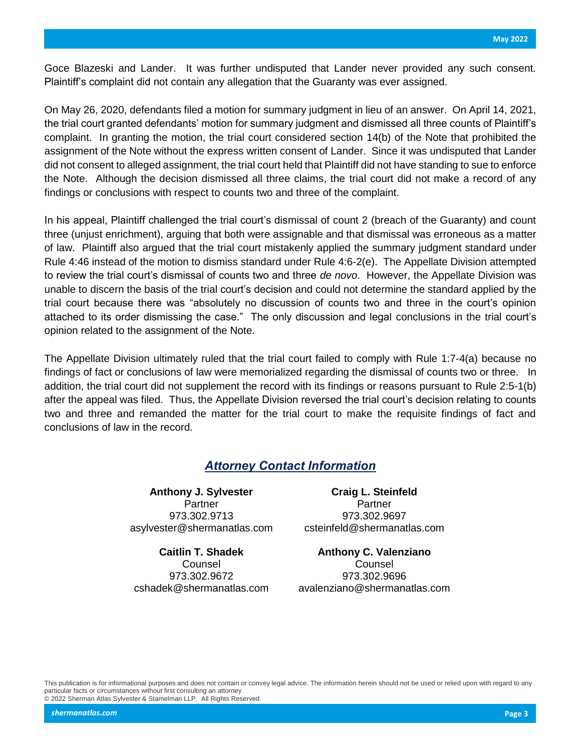Goce Blazeski and Lander. It was further undisputed that Lander never provided any such consent. Plaintiff's complaint did not contain any allegation that the Guaranty was ever assigned.

On May 26, 2020, defendants filed a motion for summary judgment in lieu of an answer. On April 14, 2021, the trial court granted defendants' motion for summary judgment and dismissed all three counts of Plaintiff's complaint. In granting the motion, the trial court considered section 14(b) of the Note that prohibited the assignment of the Note without the express written consent of Lander. Since it was undisputed that Lander did not consent to alleged assignment, the trial court held that Plaintiff did not have standing to sue to enforce the Note. Although the decision dismissed all three claims, the trial court did not make a record of any findings or conclusions with respect to counts two and three of the complaint.

In his appeal, Plaintiff challenged the trial court's dismissal of count 2 (breach of the Guaranty) and count three (unjust enrichment), arguing that both were assignable and that dismissal was erroneous as a matter of law. Plaintiff also argued that the trial court mistakenly applied the summary judgment standard under Rule 4:46 instead of the motion to dismiss standard under Rule 4:6-2(e). The Appellate Division attempted to review the trial court's dismissal of counts two and three *de novo*. However, the Appellate Division was unable to discern the basis of the trial court's decision and could not determine the standard applied by the trial court because there was "absolutely no discussion of counts two and three in the court's opinion attached to its order dismissing the case." The only discussion and legal conclusions in the trial court's opinion related to the assignment of the Note.

The Appellate Division ultimately ruled that the trial court failed to comply with Rule 1:7-4(a) because no findings of fact or conclusions of law were memorialized regarding the dismissal of counts two or three. In addition, the trial court did not supplement the record with its findings or reasons pursuant to Rule 2:5-1(b) after the appeal was filed. Thus, the Appellate Division reversed the trial court's decision relating to counts two and three and remanded the matter for the trial court to make the requisite findings of fact and conclusions of law in the record.

## *Attorney Contact Information*

**Anthony J. Sylvester**
Partner
973.302.9713
asylvester@shermanatlas.com

**Craig L. Steinfeld**
Partner
973.302.9697
csteinfeld@shermanatlas.com

**Caitlin T. Shadek**
Counsel
973.302.9672
cshadek@shermanatlas.com

**Anthony C. Valenziano**
Counsel
973.302.9696
avalenziano@shermanatlas.com

This publication is for informational purposes and does not contain or convey legal advice. The information herein should not be used or relied upon with regard to any particular facts or circumstances without first consulting an attorney.
© 2022 Sherman Atlas Sylvester & Stamelman LLP. All Rights Reserved.